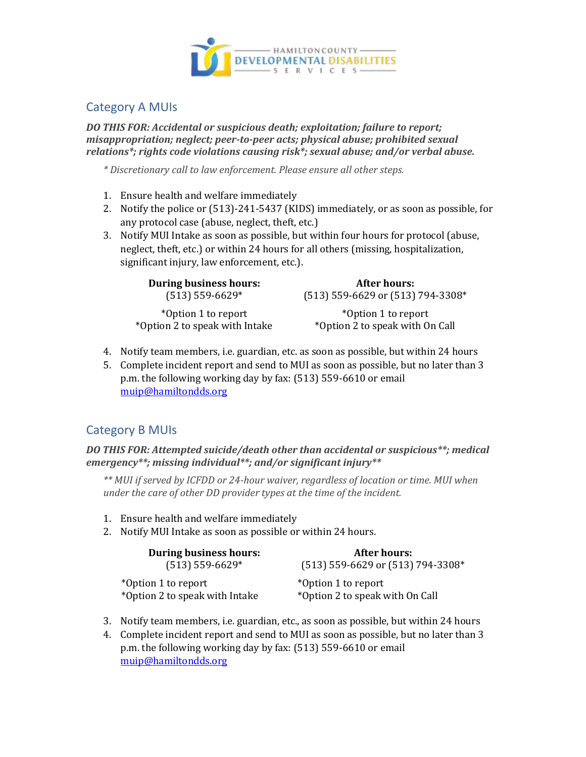HAMILTON COUNTY DEVELOPMENTAL DISABILITIES SERVICES

## Category A MUIs

***DO THIS FOR: Accidental or suspicious death; exploitation; failure to report; misappropriation; neglect; peer-to-peer acts; physical abuse; prohibited sexual relations*; rights code violations causing risk*; sexual abuse; and/or verbal abuse.***

*\* Discretionary call to law enforcement. Please ensure all other steps.*

1. Ensure health and welfare immediately
2. Notify the police or (513)-241-5437 (KIDS) immediately, or as soon as possible, for any protocol case (abuse, neglect, theft, etc.)
3. Notify MUI Intake as soon as possible, but within four hours for protocol (abuse, neglect, theft, etc.) or within 24 hours for all others (missing, hospitalization, significant injury, law enforcement, etc.).

| During business hours: | After hours: |
|---|---|
| (513) 559-6629* | (513) 559-6629 or (513) 794-3308* |
| *Option 1 to report<br>*Option 2 to speak with Intake | *Option 1 to report<br>*Option 2 to speak with On Call |

4. Notify team members, i.e. guardian, etc. as soon as possible, but within 24 hours
5. Complete incident report and send to MUI as soon as possible, but no later than 3 p.m. the following working day by fax: (513) 559-6610 or email muip@hamiltondds.org

## Category B MUIs

***DO THIS FOR: Attempted suicide/death other than accidental or suspicious**; medical emergency**; missing individual**; and/or significant injury*****

*\*\* MUI if served by ICFDD or 24-hour waiver, regardless of location or time. MUI when under the care of other DD provider types at the time of the incident.*

1. Ensure health and welfare immediately
2. Notify MUI Intake as soon as possible or within 24 hours.

| During business hours: | After hours: |
|---|---|
| (513) 559-6629* | (513) 559-6629 or (513) 794-3308* |
| *Option 1 to report<br>*Option 2 to speak with Intake | *Option 1 to report<br>*Option 2 to speak with On Call |

3. Notify team members, i.e. guardian, etc., as soon as possible, but within 24 hours
4. Complete incident report and send to MUI as soon as possible, but no later than 3 p.m. the following working day by fax: (513) 559-6610 or email muip@hamiltondds.org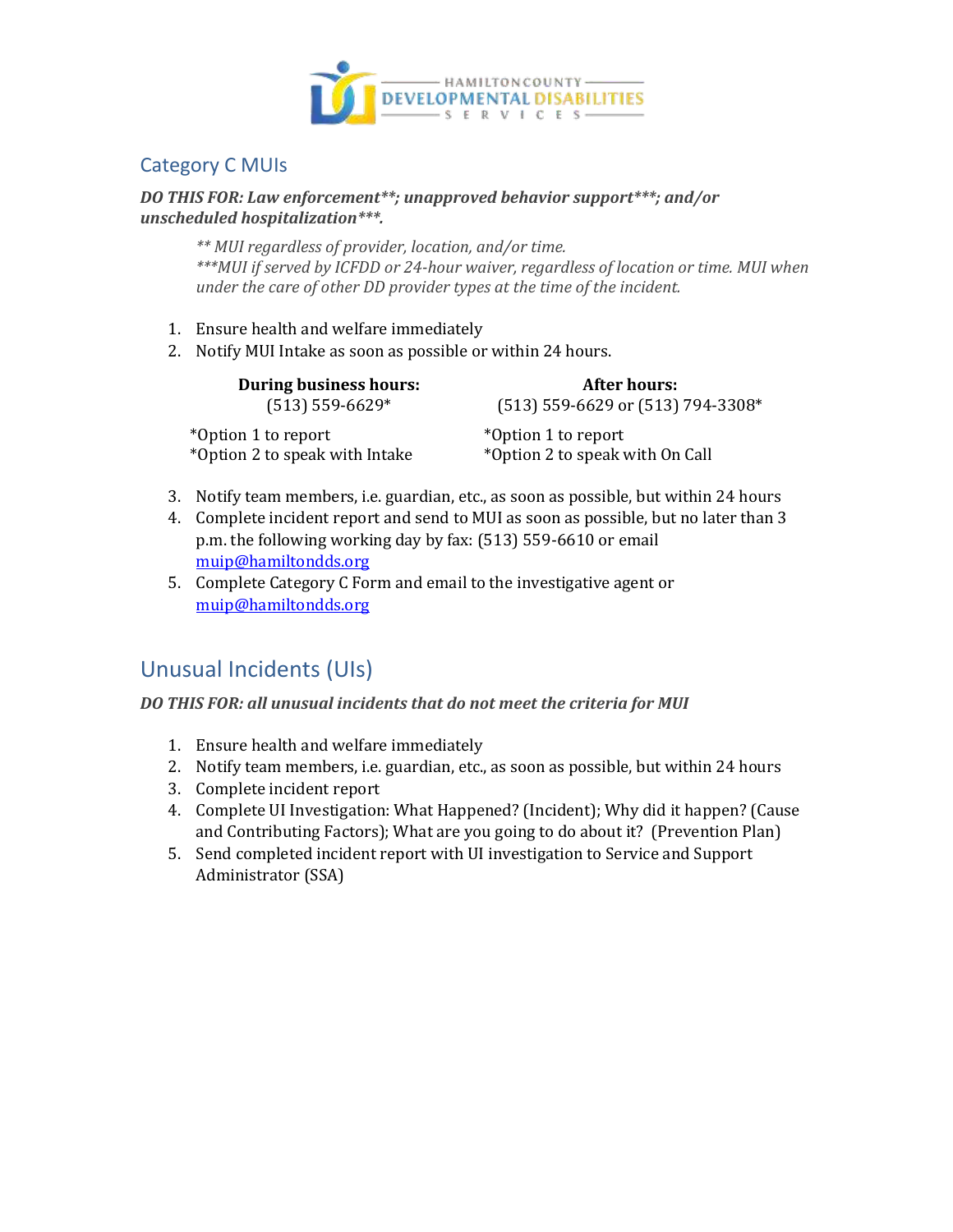## Category C MUIs

***DO THIS FOR: Law enforcement**; unapproved behavior support***; and/or unscheduled hospitalization***.***

*** MUI regardless of provider, location, and/or time.*
****MUI if served by ICFDD or 24-hour waiver, regardless of location or time. MUI when under the care of other DD provider types at the time of the incident.*

1. Ensure health and welfare immediately
2. Notify MUI Intake as soon as possible or within 24 hours.

| During business hours: | After hours: |
|---|---|
| (513) 559-6629* | (513) 559-6629 or (513) 794-3308* |
| *Option 1 to report<br>*Option 2 to speak with Intake | *Option 1 to report<br>*Option 2 to speak with On Call |

3. Notify team members, i.e. guardian, etc., as soon as possible, but within 24 hours
4. Complete incident report and send to MUI as soon as possible, but no later than 3 p.m. the following working day by fax: (513) 559-6610 or email muip@hamiltondds.org
5. Complete Category C Form and email to the investigative agent or muip@hamiltondds.org

## Unusual Incidents (UIs)

***DO THIS FOR: all unusual incidents that do not meet the criteria for MUI***

1. Ensure health and welfare immediately
2. Notify team members, i.e. guardian, etc., as soon as possible, but within 24 hours
3. Complete incident report
4. Complete UI Investigation: What Happened? (Incident); Why did it happen? (Cause and Contributing Factors); What are you going to do about it? (Prevention Plan)
5. Send completed incident report with UI investigation to Service and Support Administrator (SSA)